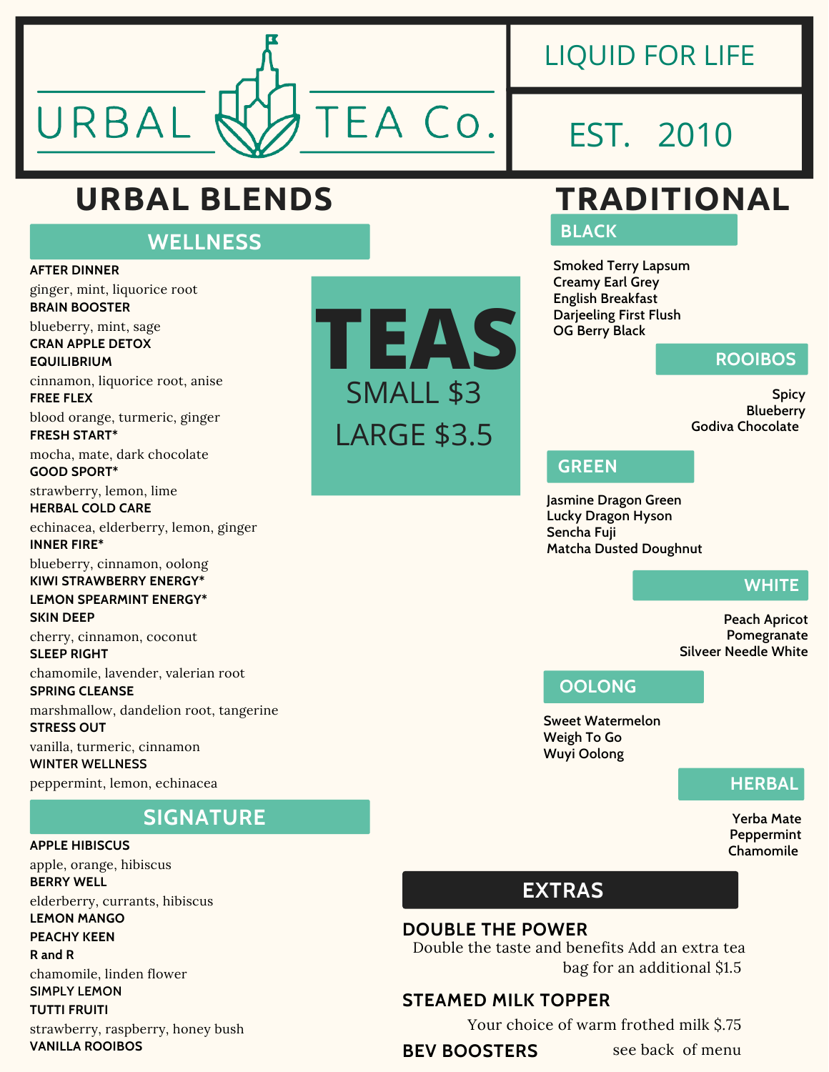# URBAL TEA Co.

LIQUID FOR LIFE

EST. 2010

## URBAL BLENDS

### WELLNESS

**AFTER DINNER**
ginger, mint, liquorice root

**BRAIN BOOSTER**
blueberry, mint, sage

**CRAN APPLE DETOX**

**EQUILIBRIUM**
cinnamon, liquorice root, anise

**FREE FLEX**
blood orange, turmeric, ginger

**FRESH START***
mocha, mate, dark chocolate

**GOOD SPORT***
strawberry, lemon, lime

**HERBAL COLD CARE**
echinacea, elderberry, lemon, ginger

**INNER FIRE***
blueberry, cinnamon, oolong

**KIWI STRAWBERRY ENERGY***

**LEMON SPEARMINT ENERGY***

**SKIN DEEP**
cherry, cinnamon, coconut

**SLEEP RIGHT**
chamomile, lavender, valerian root

**SPRING CLEANSE**
marshmallow, dandelion root, tangerine

**STRESS OUT**
vanilla, turmeric, cinnamon

**WINTER WELLNESS**
peppermint, lemon, echinacea

### SIGNATURE

**APPLE HIBISCUS**
apple, orange, hibiscus

**BERRY WELL**
elderberry, currants, hibiscus

**LEMON MANGO**

**PEACHY KEEN**

**R and R**
chamomile, linden flower

**SIMPLY LEMON**

**TUTTI FRUITI**
strawberry, raspberry, honey bush

**VANILLA ROOIBOS**

## TEAS

SMALL $3

LARGE $3.5

## TRADITIONAL

### BLACK

Smoked Terry Lapsum
Creamy Earl Grey
English Breakfast
Darjeeling First Flush
OG Berry Black

### ROOIBOS

Spicy
Blueberry
Godiva Chocolate

### GREEN

Jasmine Dragon Green
Lucky Dragon Hyson
Sencha Fuji
Matcha Dusted Doughnut

### WHITE

Peach Apricot
Pomegranate
Silveer Needle White

### OOLONG

Sweet Watermelon
Weigh To Go
Wuyi Oolong

### HERBAL

Yerba Mate
Peppermint
Chamomile

## EXTRAS

### DOUBLE THE POWER

Double the taste and benefits Add an extra tea bag for an additional $1.5

### STEAMED MILK TOPPER

Your choice of warm frothed milk $.75

### BEV BOOSTERS

see back of menu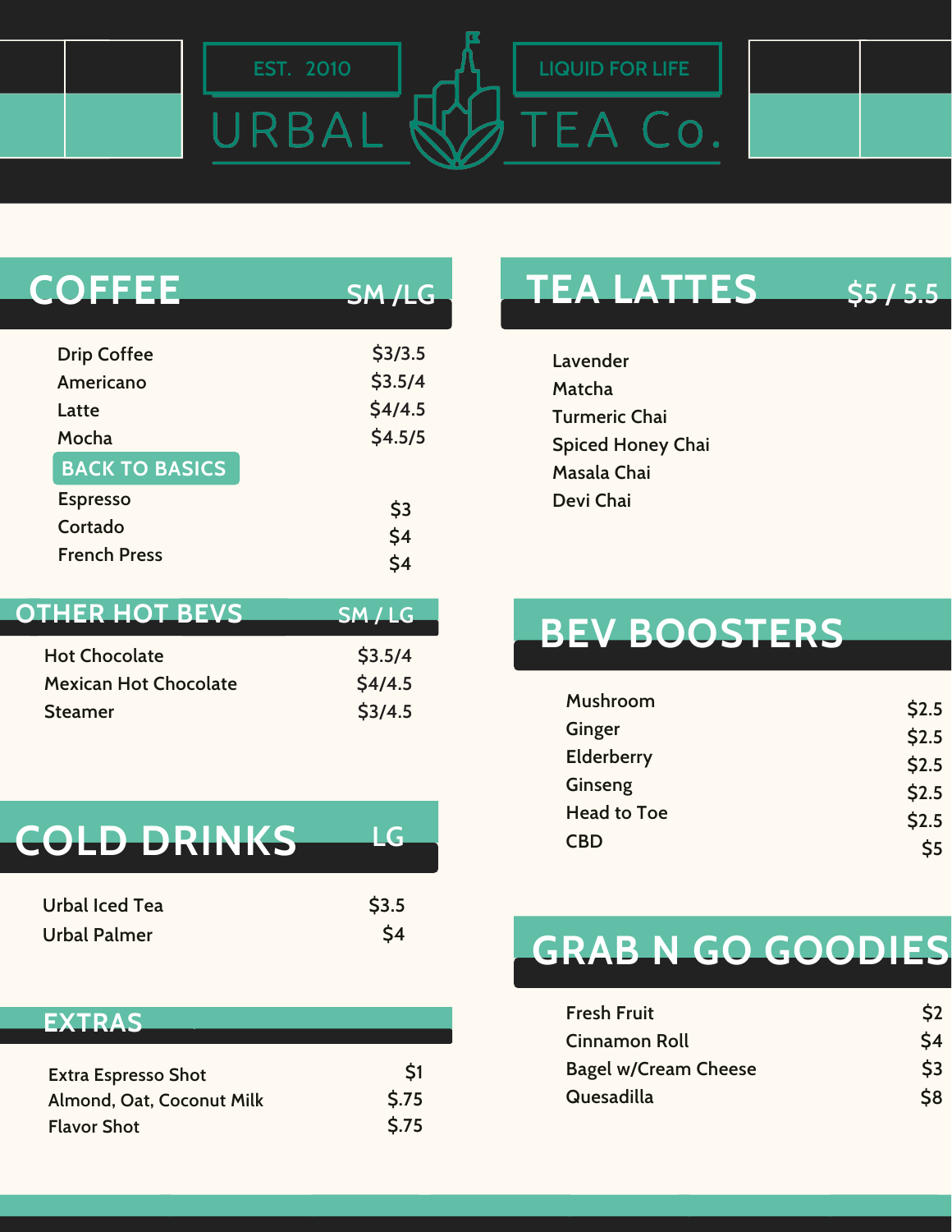EST. 2010

LIQUID FOR LIFE

# URBAL TEA Co.

## COFFEE

| | SM /LG |
|---|---|
| Drip Coffee | $3/3.5 |
| Americano | $3.5/4 |
| Latte | $4/4.5 |
| Mocha | $4.5/5 |

### BACK TO BASICS

| | |
|---|---|
| Espresso | $3 |
| Cortado | $4 |
| French Press | $4 |

## OTHER HOT BEVS

| | SM / LG |
|---|---|
| Hot Chocolate | $3.5/4 |
| Mexican Hot Chocolate | $4/4.5 |
| Steamer | $3/4.5 |

## COLD DRINKS

| | LG |
|---|---|
| Urbal Iced Tea | $3.5 |
| Urbal Palmer | $4 |

## EXTRAS

| | |
|---|---|
| Extra Espresso Shot | $1 |
| Almond, Oat, Coconut Milk | $.75 |
| Flavor Shot | $.75 |

## TEA LATTES $5 / 5.5

- Lavender
- Matcha
- Turmeric Chai
- Spiced Honey Chai
- Masala Chai
- Devi Chai

## BEV BOOSTERS

| | |
|---|---|
| Mushroom | $2.5 |
| Ginger | $2.5 |
| Elderberry | $2.5 |
| Ginseng | $2.5 |
| Head to Toe | $2.5 |
| CBD | $5 |

## GRAB N GO GOODIES

| | |
|---|---|
| Fresh Fruit | $2 |
| Cinnamon Roll | $4 |
| Bagel w/Cream Cheese | $3 |
| Quesadilla | $8 |